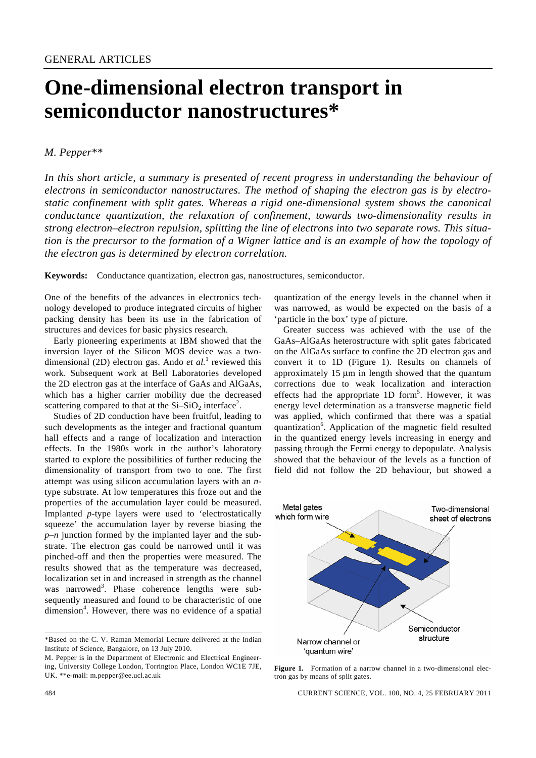# One-dimensional electron transport in semiconductor nanostructures*

*M. Pepper***

*In this short article, a summary is presented of recent progress in understanding the behaviour of electrons in semiconductor nanostructures. The method of shaping the electron gas is by electrostatic confinement with split gates. Whereas a rigid one-dimensional system shows the canonical conductance quantization, the relaxation of confinement, towards two-dimensionality results in strong electron–electron repulsion, splitting the line of electrons into two separate rows. This situation is the precursor to the formation of a Wigner lattice and is an example of how the topology of the electron gas is determined by electron correlation.*

**Keywords:** Conductance quantization, electron gas, nanostructures, semiconductor.

One of the benefits of the advances in electronics technology developed to produce integrated circuits of higher packing density has been its use in the fabrication of structures and devices for basic physics research.

Early pioneering experiments at IBM showed that the inversion layer of the Silicon MOS device was a two-dimensional (2D) electron gas. Ando *et al.*[1] reviewed this work. Subsequent work at Bell Laboratories developed the 2D electron gas at the interface of GaAs and AlGaAs, which has a higher carrier mobility due the decreased scattering compared to that at the Si–$SiO_2$ interface[2].

Studies of 2D conduction have been fruitful, leading to such developments as the integer and fractional quantum hall effects and a range of localization and interaction effects. In the 1980s work in the author's laboratory started to explore the possibilities of further reducing the dimensionality of transport from two to one. The first attempt was using silicon accumulation layers with an *n*-type substrate. At low temperatures this froze out and the properties of the accumulation layer could be measured. Implanted *p*-type layers were used to 'electrostatically squeeze' the accumulation layer by reverse biasing the *p–n* junction formed by the implanted layer and the substrate. The electron gas could be narrowed until it was pinched-off and then the properties were measured. The results showed that as the temperature was decreased, localization set in and increased in strength as the channel was narrowed[3]. Phase coherence lengths were subsequently measured and found to be characteristic of one dimension[4]. However, there was no evidence of a spatial quantization of the energy levels in the channel when it was narrowed, as would be expected on the basis of a 'particle in the box' type of picture.

Greater success was achieved with the use of the GaAs–AlGaAs heterostructure with split gates fabricated on the AlGaAs surface to confine the 2D electron gas and convert it to 1D (Figure 1). Results on channels of approximately 15 μm in length showed that the quantum corrections due to weak localization and interaction effects had the appropriate 1D form[5]. However, it was energy level determination as a transverse magnetic field was applied, which confirmed that there was a spatial quantization[6]. Application of the magnetic field resulted in the quantized energy levels increasing in energy and passing through the Fermi energy to depopulate. Analysis showed that the behaviour of the levels as a function of field did not follow the 2D behaviour, but showed a

Metal gates which form wire | Two-dimensional sheet of electrons | Semiconductor structure | Narrow channel or 'quantum wire'

**Figure 1.** Formation of a narrow channel in a two-dimensional electron gas by means of split gates.

---

*Based on the C. V. Raman Memorial Lecture delivered at the Indian Institute of Science, Bangalore, on 13 July 2010.

M. Pepper is in the Department of Electronic and Electrical Engineering, University College London, Torrington Place, London WC1E 7JE, UK. **e-mail: m.pepper@ee.ucl.ac.uk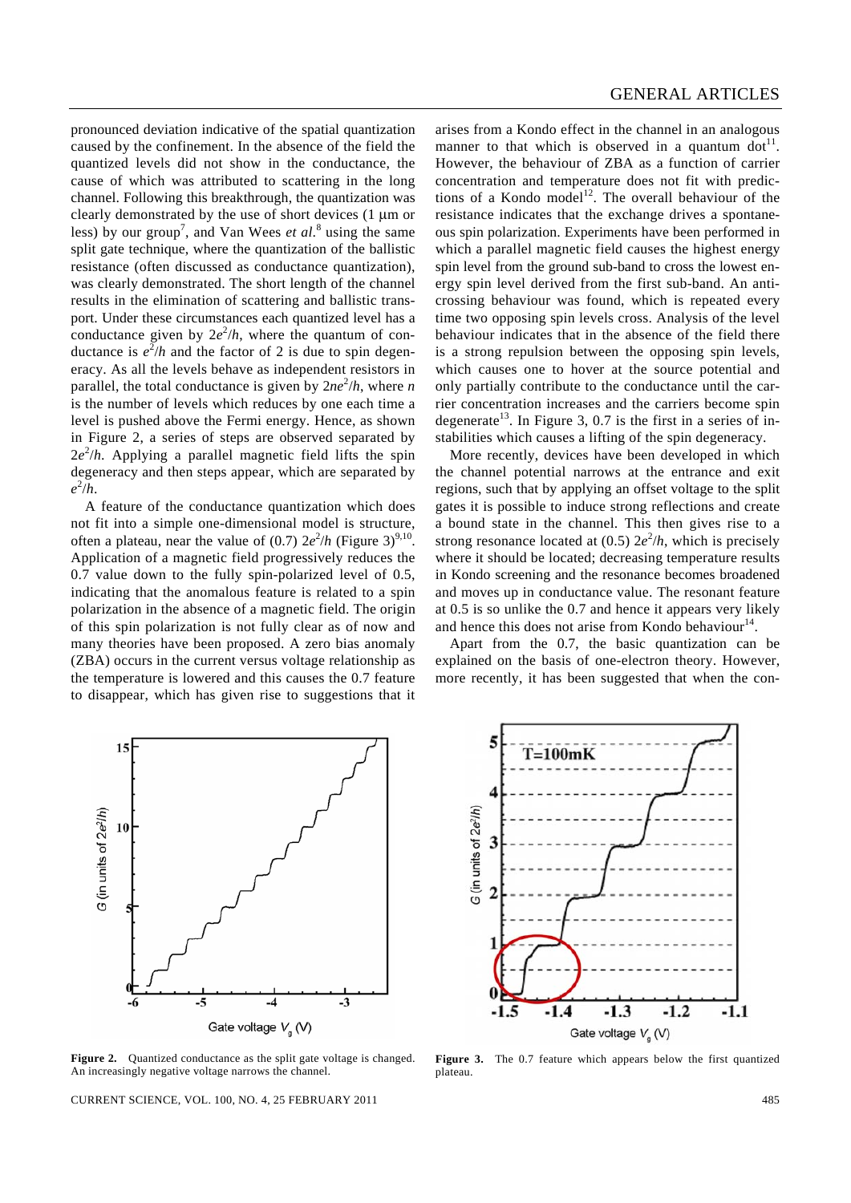pronounced deviation indicative of the spatial quantization caused by the confinement. In the absence of the field the quantized levels did not show in the conductance, the cause of which was attributed to scattering in the long channel. Following this breakthrough, the quantization was clearly demonstrated by the use of short devices (1 μm or less) by our group[7], and Van Wees *et al.*[8] using the same split gate technique, where the quantization of the ballistic resistance (often discussed as conductance quantization), was clearly demonstrated. The short length of the channel results in the elimination of scattering and ballistic transport. Under these circumstances each quantized level has a conductance given by $2e^2/h$, where the quantum of conductance is $e^2/h$ and the factor of 2 is due to spin degeneracy. As all the levels behave as independent resistors in parallel, the total conductance is given by $2ne^2/h$, where $n$ is the number of levels which reduces by one each time a level is pushed above the Fermi energy. Hence, as shown in Figure 2, a series of steps are observed separated by $2e^2/h$. Applying a parallel magnetic field lifts the spin degeneracy and then steps appear, which are separated by $e^2/h$.

A feature of the conductance quantization which does not fit into a simple one-dimensional model is structure, often a plateau, near the value of $(0.7)\ 2e^2/h$ (Figure 3)[9,10]. Application of a magnetic field progressively reduces the 0.7 value down to the fully spin-polarized level of 0.5, indicating that the anomalous feature is related to a spin polarization in the absence of a magnetic field. The origin of this spin polarization is not fully clear as of now and many theories have been proposed. A zero bias anomaly (ZBA) occurs in the current versus voltage relationship as the temperature is lowered and this causes the 0.7 feature to disappear, which has given rise to suggestions that it arises from a Kondo effect in the channel in an analogous manner to that which is observed in a quantum dot[11]. However, the behaviour of ZBA as a function of carrier concentration and temperature does not fit with predictions of a Kondo model[12]. The overall behaviour of the resistance indicates that the exchange drives a spontaneous spin polarization. Experiments have been performed in which a parallel magnetic field causes the highest energy spin level from the ground sub-band to cross the lowest energy spin level derived from the first sub-band. An anti-crossing behaviour was found, which is repeated every time two opposing spin levels cross. Analysis of the level behaviour indicates that in the absence of the field there is a strong repulsion between the opposing spin levels, which causes one to hover at the source potential and only partially contribute to the conductance until the carrier concentration increases and the carriers become spin degenerate[13]. In Figure 3, 0.7 is the first in a series of instabilities which causes a lifting of the spin degeneracy.

More recently, devices have been developed in which the channel potential narrows at the entrance and exit regions, such that by applying an offset voltage to the split gates it is possible to induce strong reflections and create a bound state in the channel. This then gives rise to a strong resonance located at $(0.5)\ 2e^2/h$, which is precisely where it should be located; decreasing temperature results in Kondo screening and the resonance becomes broadened and moves up in conductance value. The resonant feature at 0.5 is so unlike the 0.7 and hence it appears very likely and hence this does not arise from Kondo behaviour[14].

Apart from the 0.7, the basic quantization can be explained on the basis of one-electron theory. However, more recently, it has been suggested that when the con-

**Figure 2.** Quantized conductance as the split gate voltage is changed. An increasingly negative voltage narrows the channel.

**Figure 3.** The 0.7 feature which appears below the first quantized plateau.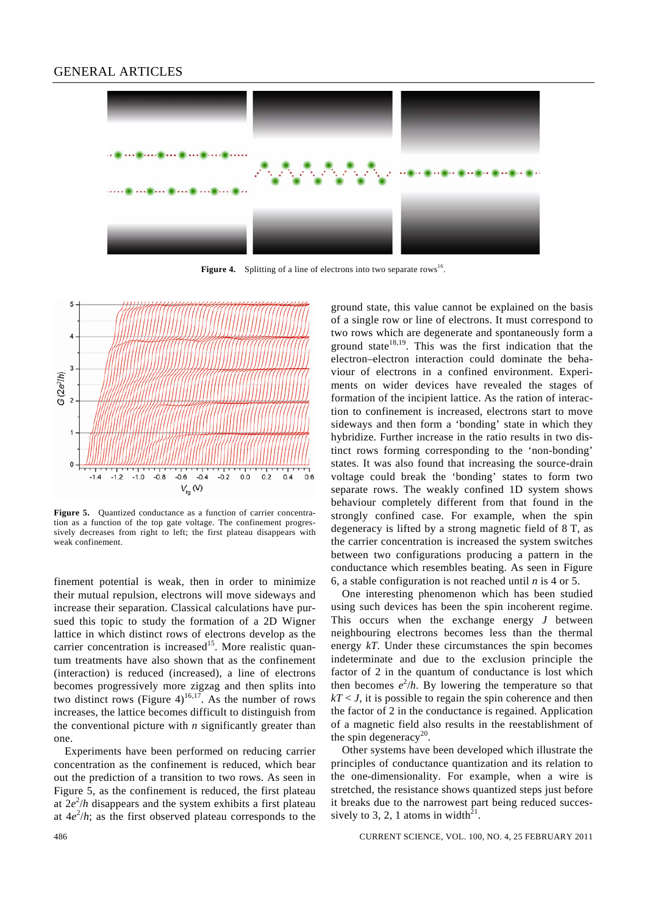Figure 4. Splitting of a line of electrons into two separate rows[16].

Figure 5. Quantized conductance as a function of carrier concentration as a function of the top gate voltage. The confinement progressively decreases from right to left; the first plateau disappears with weak confinement.

finement potential is weak, then in order to minimize their mutual repulsion, electrons will move sideways and increase their separation. Classical calculations have pursued this topic to study the formation of a 2D Wigner lattice in which distinct rows of electrons develop as the carrier concentration is increased[15]. More realistic quantum treatments have also shown that as the confinement (interaction) is reduced (increased), a line of electrons becomes progressively more zigzag and then splits into two distinct rows (Figure 4)[16,17]. As the number of rows increases, the lattice becomes difficult to distinguish from the conventional picture with $n$ significantly greater than one.

Experiments have been performed on reducing carrier concentration as the confinement is reduced, which bear out the prediction of a transition to two rows. As seen in Figure 5, as the confinement is reduced, the first plateau at $2e^2/h$ disappears and the system exhibits a first plateau at $4e^2/h$; as the first observed plateau corresponds to the ground state, this value cannot be explained on the basis of a single row or line of electrons. It must correspond to two rows which are degenerate and spontaneously form a ground state[18,19]. This was the first indication that the electron–electron interaction could dominate the behaviour of electrons in a confined environment. Experiments on wider devices have revealed the stages of formation of the incipient lattice. As the ration of interaction to confinement is increased, electrons start to move sideways and then form a 'bonding' state in which they hybridize. Further increase in the ratio results in two distinct rows forming corresponding to the 'non-bonding' states. It was also found that increasing the source-drain voltage could break the 'bonding' states to form two separate rows. The weakly confined 1D system shows behaviour completely different from that found in the strongly confined case. For example, when the spin degeneracy is lifted by a strong magnetic field of 8 T, as the carrier concentration is increased the system switches between two configurations producing a pattern in the conductance which resembles beating. As seen in Figure 6, a stable configuration is not reached until $n$ is 4 or 5.

One interesting phenomenon which has been studied using such devices has been the spin incoherent regime. This occurs when the exchange energy $J$ between neighbouring electrons becomes less than the thermal energy $kT$. Under these circumstances the spin becomes indeterminate and due to the exclusion principle the factor of 2 in the quantum of conductance is lost which then becomes $e^2/h$. By lowering the temperature so that $kT < J$, it is possible to regain the spin coherence and then the factor of 2 in the conductance is regained. Application of a magnetic field also results in the reestablishment of the spin degeneracy[20].

Other systems have been developed which illustrate the principles of conductance quantization and its relation to the one-dimensionality. For example, when a wire is stretched, the resistance shows quantized steps just before it breaks due to the narrowest part being reduced successively to 3, 2, 1 atoms in width[21].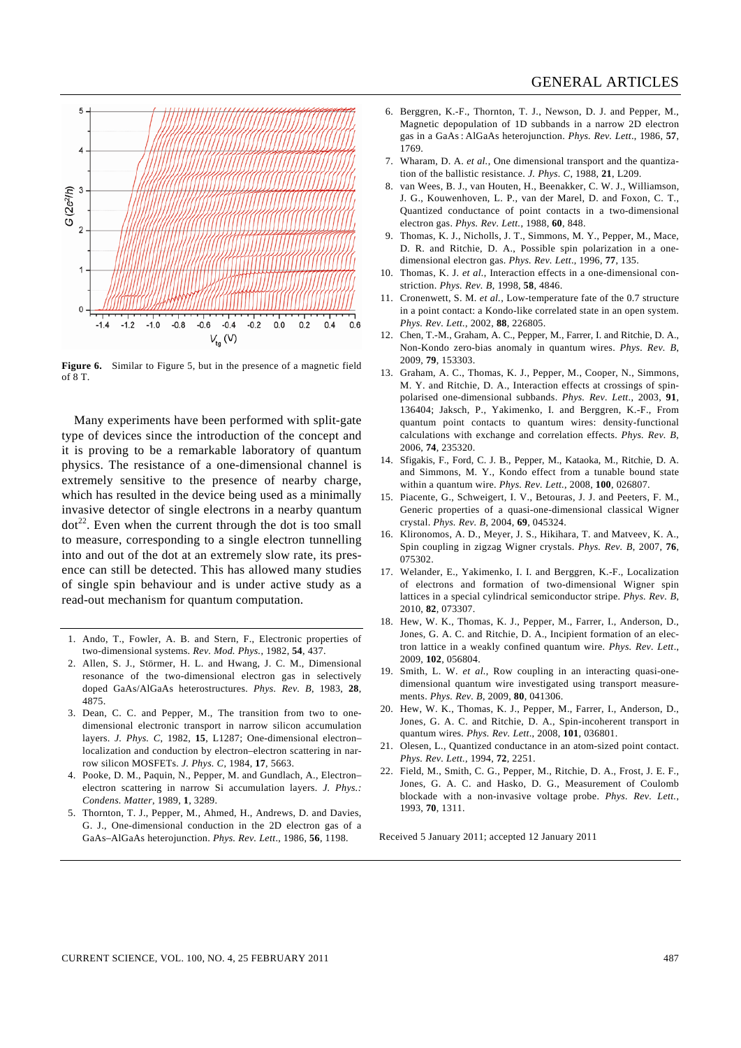5
4
3
2
1
0
$G\ (2e^2/h)$
-1.4 -1.2 -1.0 -0.8 -0.6 -0.4 -0.2 0.0 0.2 0.4 0.6
$V_{tg}$ (V)

**Figure 6.** Similar to Figure 5, but in the presence of a magnetic field of 8 T.

Many experiments have been performed with split-gate type of devices since the introduction of the concept and it is proving to be a remarkable laboratory of quantum physics. The resistance of a one-dimensional channel is extremely sensitive to the presence of nearby charge, which has resulted in the device being used as a minimally invasive detector of single electrons in a nearby quantum dot[22]. Even when the current through the dot is too small to measure, corresponding to a single electron tunnelling into and out of the dot at an extremely slow rate, its presence can still be detected. This has allowed many studies of single spin behaviour and is under active study as a read-out mechanism for quantum computation.

---

1. Ando, T., Fowler, A. B. and Stern, F., Electronic properties of two-dimensional systems. *Rev. Mod. Phys.*, 1982, **54**, 437.
2. Allen, S. J., Störmer, H. L. and Hwang, J. C. M., Dimensional resonance of the two-dimensional electron gas in selectively doped GaAs/AlGaAs heterostructures. *Phys. Rev. B*, 1983, **28**, 4875.
3. Dean, C. C. and Pepper, M., The transition from two to one-dimensional electronic transport in narrow silicon accumulation layers. *J. Phys. C*, 1982, **15**, L1287; One-dimensional electron–localization and conduction by electron–electron scattering in narrow silicon MOSFETs. *J. Phys. C*, 1984, **17**, 5663.
4. Pooke, D. M., Paquin, N., Pepper, M. and Gundlach, A., Electron–electron scattering in narrow Si accumulation layers. *J. Phys.: Condens. Matter*, 1989, **1**, 3289.
5. Thornton, T. J., Pepper, M., Ahmed, H., Andrews, D. and Davies, G. J., One-dimensional conduction in the 2D electron gas of a GaAs–AlGaAs heterojunction. *Phys. Rev. Lett.*, 1986, **56**, 1198.
6. Berggren, K.-F., Thornton, T. J., Newson, D. J. and Pepper, M., Magnetic depopulation of 1D subbands in a narrow 2D electron gas in a GaAs : AlGaAs heterojunction. *Phys. Rev. Lett.*, 1986, **57**, 1769.
7. Wharam, D. A. *et al.*, One dimensional transport and the quantization of the ballistic resistance. *J. Phys. C*, 1988, **21**, L209.
8. van Wees, B. J., van Houten, H., Beenakker, C. W. J., Williamson, J. G., Kouwenhoven, L. P., van der Marel, D. and Foxon, C. T., Quantized conductance of point contacts in a two-dimensional electron gas. *Phys. Rev. Lett.*, 1988, **60**, 848.
9. Thomas, K. J., Nicholls, J. T., Simmons, M. Y., Pepper, M., Mace, D. R. and Ritchie, D. A., Possible spin polarization in a one-dimensional electron gas. *Phys. Rev. Lett.*, 1996, **77**, 135.
10. Thomas, K. J. *et al.*, Interaction effects in a one-dimensional constriction. *Phys. Rev. B*, 1998, **58**, 4846.
11. Cronenwett, S. M. *et al.*, Low-temperature fate of the 0.7 structure in a point contact: a Kondo-like correlated state in an open system. *Phys. Rev. Lett.*, 2002, **88**, 226805.
12. Chen, T.-M., Graham, A. C., Pepper, M., Farrer, I. and Ritchie, D. A., Non-Kondo zero-bias anomaly in quantum wires. *Phys. Rev. B*, 2009, **79**, 153303.
13. Graham, A. C., Thomas, K. J., Pepper, M., Cooper, N., Simmons, M. Y. and Ritchie, D. A., Interaction effects at crossings of spin-polarised one-dimensional subbands. *Phys. Rev. Lett.*, 2003, **91**, 136404; Jaksch, P., Yakimenko, I. and Berggren, K.-F., From quantum point contacts to quantum wires: density-functional calculations with exchange and correlation effects. *Phys. Rev. B*, 2006, **74**, 235320.
14. Sfigakis, F., Ford, C. J. B., Pepper, M., Kataoka, M., Ritchie, D. A. and Simmons, M. Y., Kondo effect from a tunable bound state within a quantum wire. *Phys. Rev. Lett.*, 2008, **100**, 026807.
15. Piacente, G., Schweigert, I. V., Betouras, J. J. and Peeters, F. M., Generic properties of a quasi-one-dimensional classical Wigner crystal. *Phys. Rev. B*, 2004, **69**, 045324.
16. Klironomos, A. D., Meyer, J. S., Hikihara, T. and Matveev, K. A., Spin coupling in zigzag Wigner crystals. *Phys. Rev. B*, 2007, **76**, 075302.
17. Welander, E., Yakimenko, I. I. and Berggren, K.-F., Localization of electrons and formation of two-dimensional Wigner spin lattices in a special cylindrical semiconductor stripe. *Phys. Rev. B*, 2010, **82**, 073307.
18. Hew, W. K., Thomas, K. J., Pepper, M., Farrer, I., Anderson, D., Jones, G. A. C. and Ritchie, D. A., Incipient formation of an electron lattice in a weakly confined quantum wire. *Phys. Rev. Lett.*, 2009, **102**, 056804.
19. Smith, L. W. *et al.*, Row coupling in an interacting quasi-one-dimensional quantum wire investigated using transport measurements. *Phys. Rev. B*, 2009, **80**, 041306.
20. Hew, W. K., Thomas, K. J., Pepper, M., Farrer, I., Anderson, D., Jones, G. A. C. and Ritchie, D. A., Spin-incoherent transport in quantum wires. *Phys. Rev. Lett.*, 2008, **101**, 036801.
21. Olesen, L., Quantized conductance in an atom-sized point contact. *Phys. Rev. Lett.*, 1994, **72**, 2251.
22. Field, M., Smith, C. G., Pepper, M., Ritchie, D. A., Frost, J. E. F., Jones, G. A. C. and Hasko, D. G., Measurement of Coulomb blockade with a non-invasive voltage probe. *Phys. Rev. Lett.*, 1993, **70**, 1311.

Received 5 January 2011; accepted 12 January 2011